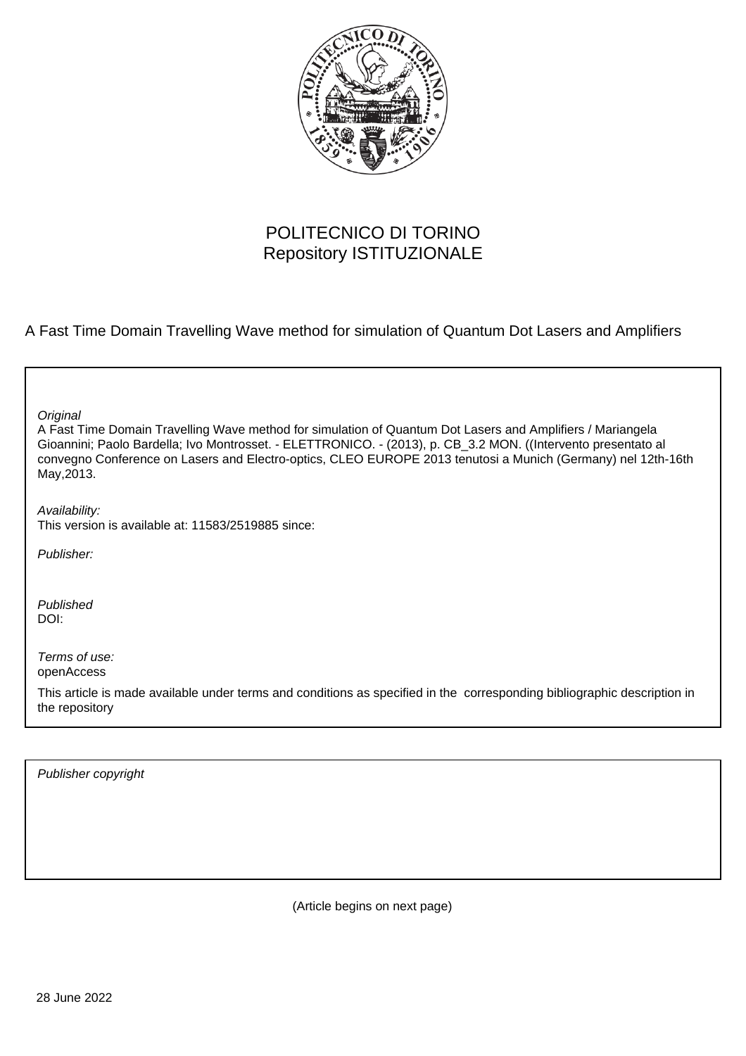POLITECNICO DI TORINO
Repository ISTITUZIONALE

A Fast Time Domain Travelling Wave method for simulation of Quantum Dot Lasers and Amplifiers

*Original*
A Fast Time Domain Travelling Wave method for simulation of Quantum Dot Lasers and Amplifiers / Mariangela Gioannini; Paolo Bardella; Ivo Montrosset. - ELETTRONICO. - (2013), p. CB_3.2 MON. ((Intervento presentato al convegno Conference on Lasers and Electro-optics, CLEO EUROPE 2013 tenutosi a Munich (Germany) nel 12th-16th May,2013.

*Availability:*
This version is available at: 11583/2519885 since:

*Publisher:*

*Published*
DOI:

*Terms of use:*
openAccess

This article is made available under terms and conditions as specified in the corresponding bibliographic description in the repository

*Publisher copyright*

(Article begins on next page)

28 June 2022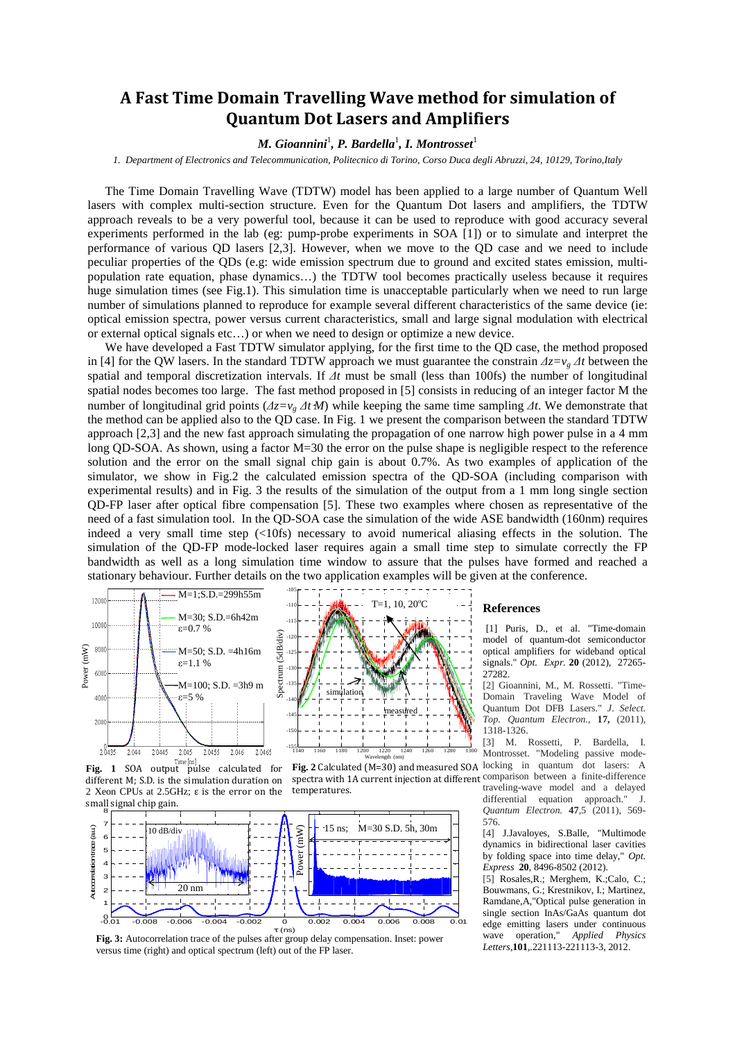# A Fast Time Domain Travelling Wave method for simulation of Quantum Dot Lasers and Amplifiers

***M. Gioannini***[1]**, *P. Bardella***[1]**, *I. Montrosset***[1]

*1. Department of Electronics and Telecommunication, Politecnico di Torino, Corso Duca degli Abruzzi, 24, 10129, Torino,Italy*

The Time Domain Travelling Wave (TDTW) model has been applied to a large number of Quantum Well lasers with complex multi-section structure. Even for the Quantum Dot lasers and amplifiers, the TDTW approach reveals to be a very powerful tool, because it can be used to reproduce with good accuracy several experiments performed in the lab (eg: pump-probe experiments in SOA [1]) or to simulate and interpret the performance of various QD lasers [2,3]. However, when we move to the QD case and we need to include peculiar properties of the QDs (e.g: wide emission spectrum due to ground and excited states emission, multi-population rate equation, phase dynamics…) the TDTW tool becomes practically useless because it requires huge simulation times (see Fig.1). This simulation time is unacceptable particularly when we need to run large number of simulations planned to reproduce for example several different characteristics of the same device (ie: optical emission spectra, power versus current characteristics, small and large signal modulation with electrical or external optical signals etc…) or when we need to design or optimize a new device.

We have developed a Fast TDTW simulator applying, for the first time to the QD case, the method proposed in [4] for the QW lasers. In the standard TDTW approach we must guarantee the constrain $\Delta z=v_g\,\Delta t$ between the spatial and temporal discretization intervals. If $\Delta t$ must be small (less than 100fs) the number of longitudinal spatial nodes becomes too large. The fast method proposed in [5] consists in reducing of an integer factor M the number of longitudinal grid points ($\Delta z=v_g\,\Delta t{\cdot}M$) while keeping the same time sampling $\Delta t$. We demonstrate that the method can be applied also to the QD case. In Fig. 1 we present the comparison between the standard TDTW approach [2,3] and the new fast approach simulating the propagation of one narrow high power pulse in a 4 mm long QD-SOA. As shown, using a factor M=30 the error on the pulse shape is negligible respect to the reference solution and the error on the small signal chip gain is about 0.7%. As two examples of application of the simulator, we show in Fig.2 the calculated emission spectra of the QD-SOA (including comparison with experimental results) and in Fig. 3 the results of the simulation of the output from a 1 mm long single section QD-FP laser after optical fibre compensation [5]. These two examples where chosen as representative of the need of a fast simulation tool. In the QD-SOA case the simulation of the wide ASE bandwidth (160nm) requires indeed a very small time step (<10fs) necessary to avoid numerical aliasing effects in the solution. The simulation of the QD-FP mode-locked laser requires again a small time step to simulate correctly the FP bandwidth as well as a long simulation time window to assure that the pulses have formed and reached a stationary behaviour. Further details on the two application examples will be given at the conference.

M=1;S.D.=299h55m
M=30; S.D.=6h42m
ε=0.7 %
M=50; S.D. =4h16m
ε=1.1 %
M=100; S.D. =3h9 m
ε=5 %
Power (mW)
Time [ns]

**Fig. 1** SOA output pulse calculated for different M; S.D. is the simulation duration on 2 Xeon CPUs at 2.5GHz; ε is the error on the small signal chip gain.

T=1, 10, 20°C
simulation
measured
Spectrum (5dB/div)
Wavelength (nm)

**Fig. 2** Calculated (M=30) and measured SOA spectra with 1A current injection at different temperatures.

10 dB/div
20 nm
15 ns; M=30 S.D. 5h, 30m
Power (mW)
Autocorrelation trace (a.u.)
τ (ns)

**Fig. 3:** Autocorrelation trace of the pulses after group delay compensation. Inset: power versus time (right) and optical spectrum (left) out of the FP laser.

## References

[1] Puris, D., et al. "Time-domain model of quantum-dot semiconductor optical amplifiers for wideband optical signals." *Opt. Expr.* **20** (2012), 27265-27282.

[2] Gioannini, M., M. Rossetti. "Time-Domain Traveling Wave Model of Quantum Dot DFB Lasers." *J. Select. Top. Quantum Electron.*, **17,** (2011), 1318-1326.

[3] M. Rossetti, P. Bardella, I. Montrosset. "Modeling passive mode-locking in quantum dot lasers: A comparison between a finite-difference traveling-wave model and a delayed differential equation approach." J. *Quantum Electron.* **47**,5 (2011), 569-576.

[4] J.Javaloyes, S.Balle, "Multimode dynamics in bidirectional laser cavities by folding space into time delay," *Opt. Express* **20**, 8496-8502 (2012).

[5] Rosales,R.; Merghem, K.;Calo, C.; Bouwmans, G.; Krestnikov, I.; Martinez, Ramdane,A,"Optical pulse generation in single section InAs/GaAs quantum dot edge emitting lasers under continuous wave operation," *Applied Physics Letters*,**101**,.221113-221113-3, 2012.